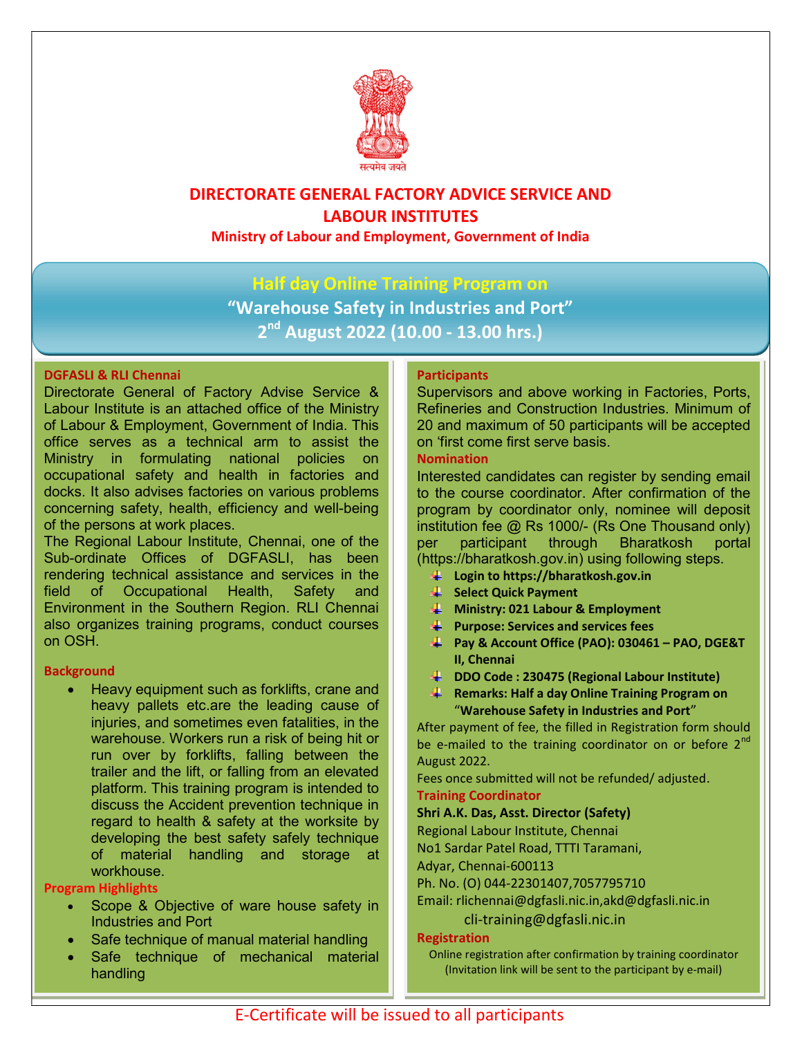सत्यमेव जयते

# DIRECTORATE GENERAL FACTORY ADVICE SERVICE AND LABOUR INSTITUTES

**Ministry of Labour and Employment, Government of India**

## Half day Online Training Program on "Warehouse Safety in Industries and Port"

## 2nd August 2022 (10.00 - 13.00 hrs.)

### DGFASLI & RLI Chennai

Directorate General of Factory Advise Service & Labour Institute is an attached office of the Ministry of Labour & Employment, Government of India. This office serves as a technical arm to assist the Ministry in formulating national policies on occupational safety and health in factories and docks. It also advises factories on various problems concerning safety, health, efficiency and well-being of the persons at work places.

The Regional Labour Institute, Chennai, one of the Sub-ordinate Offices of DGFASLI, has been rendering technical assistance and services in the field of Occupational Health, Safety and Environment in the Southern Region. RLI Chennai also organizes training programs, conduct courses on OSH.

### Background

- Heavy equipment such as forklifts, crane and heavy pallets etc.are the leading cause of injuries, and sometimes even fatalities, in the warehouse. Workers run a risk of being hit or run over by forklifts, falling between the trailer and the lift, or falling from an elevated platform. This training program is intended to discuss the Accident prevention technique in regard to health & safety at the worksite by developing the best safety safely technique of material handling and storage at workhouse.

### Program Highlights

- Scope & Objective of ware house safety in Industries and Port
- Safe technique of manual material handling
- Safe technique of mechanical material handling

### Participants

Supervisors and above working in Factories, Ports, Refineries and Construction Industries. Minimum of 20 and maximum of 50 participants will be accepted on 'first come first serve basis.

### Nomination

Interested candidates can register by sending email to the course coordinator. After confirmation of the program by coordinator only, nominee will deposit institution fee @ Rs 1000/- (Rs One Thousand only) per participant through Bharatkosh portal (https://bharatkosh.gov.in) using following steps.

- **Login to https://bharatkosh.gov.in**
- **Select Quick Payment**
- **Ministry: 021 Labour & Employment**
- **Purpose: Services and services fees**
- **Pay & Account Office (PAO): 030461 – PAO, DGE&T II, Chennai**
- **DDO Code : 230475 (Regional Labour Institute)**
- **Remarks: Half a day Online Training Program on "Warehouse Safety in Industries and Port"**

After payment of fee, the filled in Registration form should be e-mailed to the training coordinator on or before 2nd August 2022.

Fees once submitted will not be refunded/ adjusted.

### Training Coordinator

**Shri A.K. Das, Asst. Director (Safety)**
Regional Labour Institute, Chennai
No1 Sardar Patel Road, TTTI Taramani,
Adyar, Chennai-600113
Ph. No. (O) 044-22301407,7057795710
Email: rlichennai@dgfasli.nic.in,akd@dgfasli.nic.in
cli-training@dgfasli.nic.in

### Registration

Online registration after confirmation by training coordinator (Invitation link will be sent to the participant by e-mail)

E-Certificate will be issued to all participants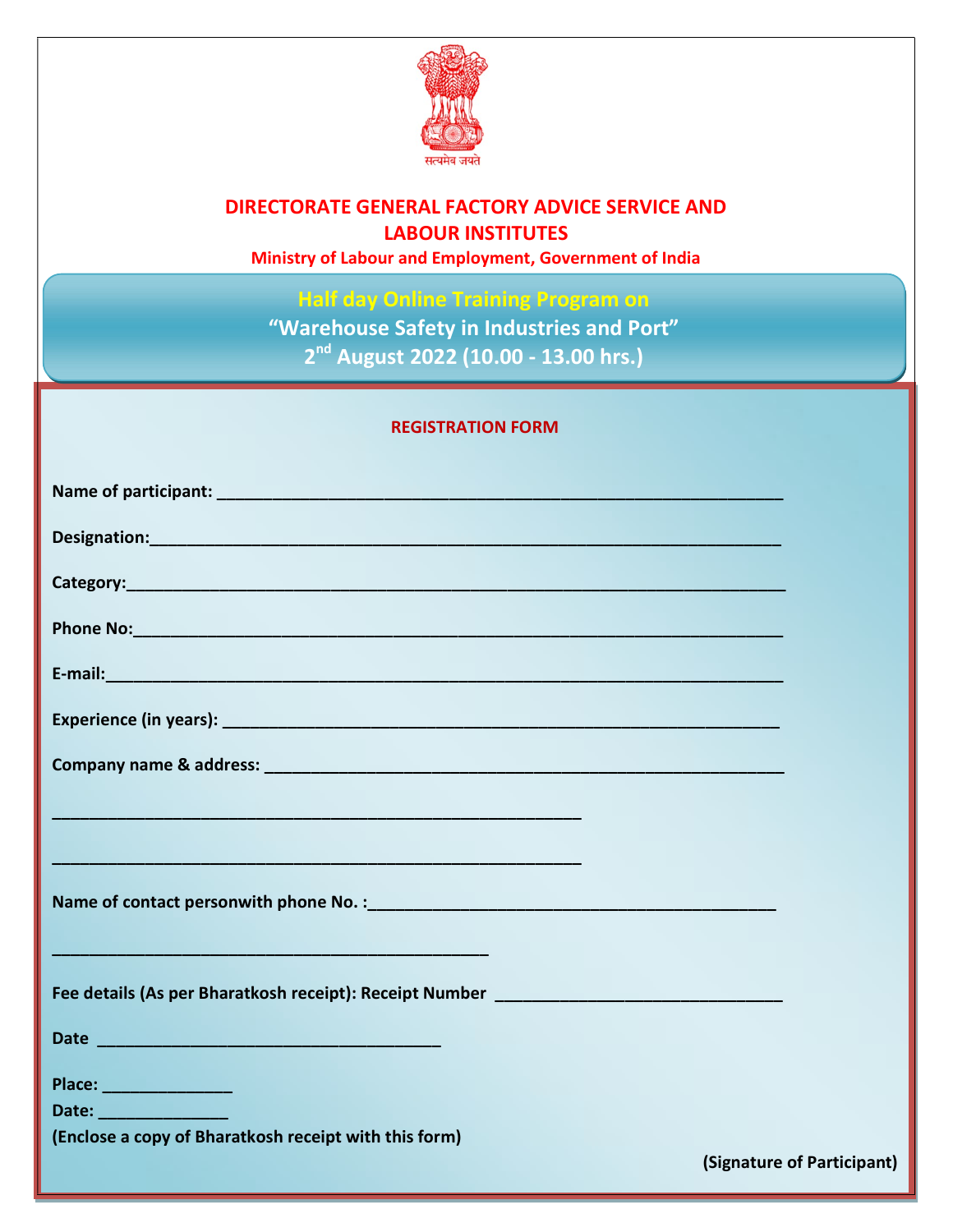सत्यमेव जयते

# DIRECTORATE GENERAL FACTORY ADVICE SERVICE AND LABOUR INSTITUTES

**Ministry of Labour and Employment, Government of India**

## Half day Online Training Program on
## "Warehouse Safety in Industries and Port"
## 2nd August 2022 (10.00 - 13.00 hrs.)

### REGISTRATION FORM

**Name of participant:** ____________________________________________________________

**Designation:**____________________________________________________________________

**Category:**______________________________________________________________________

**Phone No:**_____________________________________________________________________

**E-mail:**________________________________________________________________________

**Experience (in years):** __________________________________________________________

**Company name & address:** _______________________________________________________

________________________________________________________

________________________________________________________

**Name of contact personwith phone No. :**__________________________________________

______________________________________________

**Fee details (As per Bharatkosh receipt): Receipt Number** ______________________________

**Date** ______________________________________

**Place:** ______________

**Date:** ______________

**(Enclose a copy of Bharatkosh receipt with this form)**

**(Signature of Participant)**